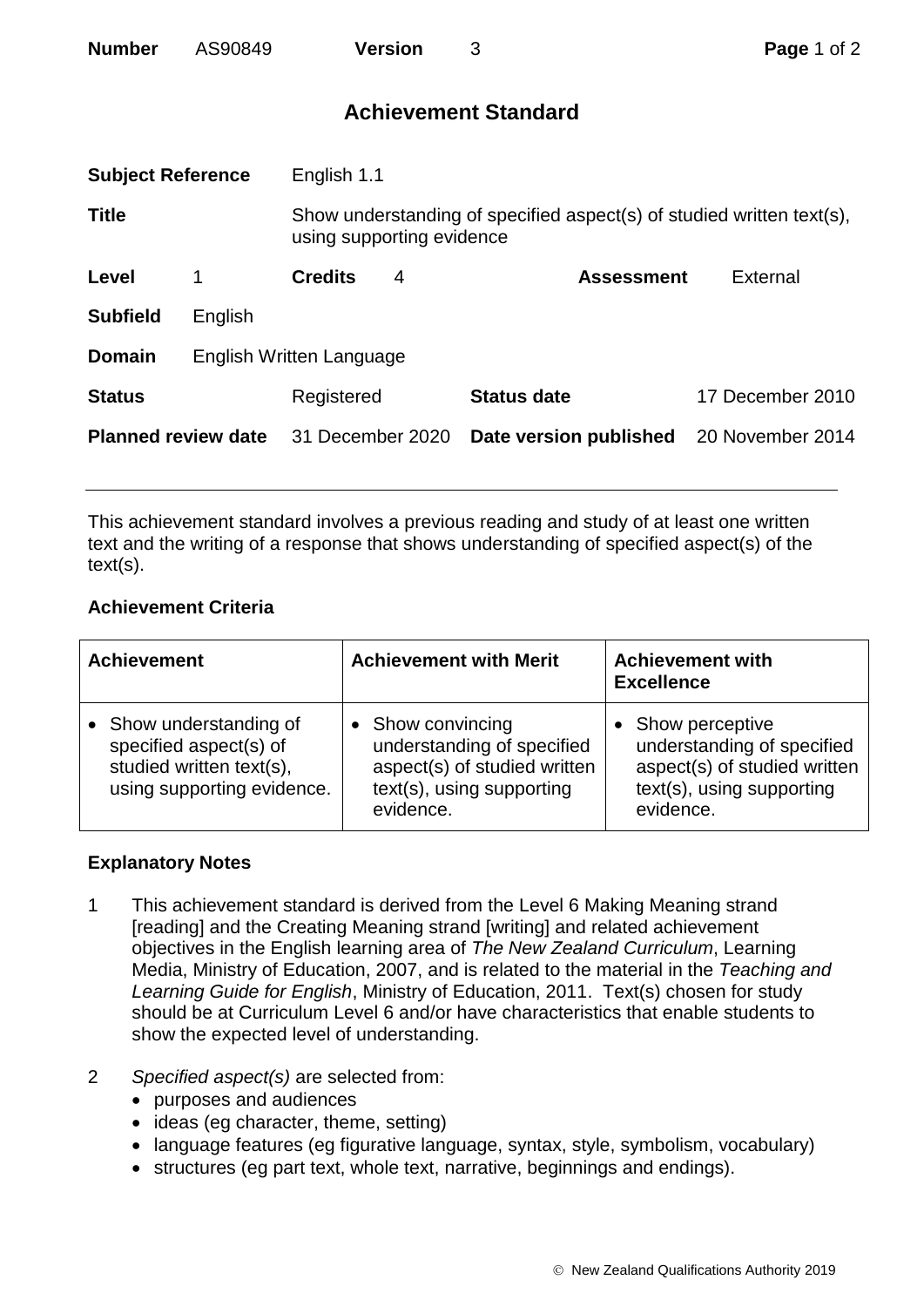**Number** AS90849 **Version** 3

# Achievement Standard

| | | | | | |
|---|---|---|---|---|---|
| **Subject Reference** | | English 1.1 | | | |
| **Title** | | Show understanding of specified aspect(s) of studied written text(s), using supporting evidence | | | |
| **Level** | 1 | **Credits** | 4 | **Assessment** | External |
| **Subfield** | English | | | | |
| **Domain** | English Written Language | | | | |
| **Status** | | Registered | | **Status date** | 17 December 2010 |
| **Planned review date** | | 31 December 2020 | | **Date version published** | 20 November 2014 |

This achievement standard involves a previous reading and study of at least one written text and the writing of a response that shows understanding of specified aspect(s) of the text(s).

## Achievement Criteria

| Achievement | Achievement with Merit | Achievement with Excellence |
|---|---|---|
| • Show understanding of specified aspect(s) of studied written text(s), using supporting evidence. | • Show convincing understanding of specified aspect(s) of studied written text(s), using supporting evidence. | • Show perceptive understanding of specified aspect(s) of studied written text(s), using supporting evidence. |

## Explanatory Notes

1. This achievement standard is derived from the Level 6 Making Meaning strand [reading] and the Creating Meaning strand [writing] and related achievement objectives in the English learning area of *The New Zealand Curriculum*, Learning Media, Ministry of Education, 2007, and is related to the material in the *Teaching and Learning Guide for English*, Ministry of Education, 2011. Text(s) chosen for study should be at Curriculum Level 6 and/or have characteristics that enable students to show the expected level of understanding.

2. *Specified aspect(s)* are selected from:
   - purposes and audiences
   - ideas (eg character, theme, setting)
   - language features (eg figurative language, syntax, style, symbolism, vocabulary)
   - structures (eg part text, whole text, narrative, beginnings and endings).

© New Zealand Qualifications Authority 2019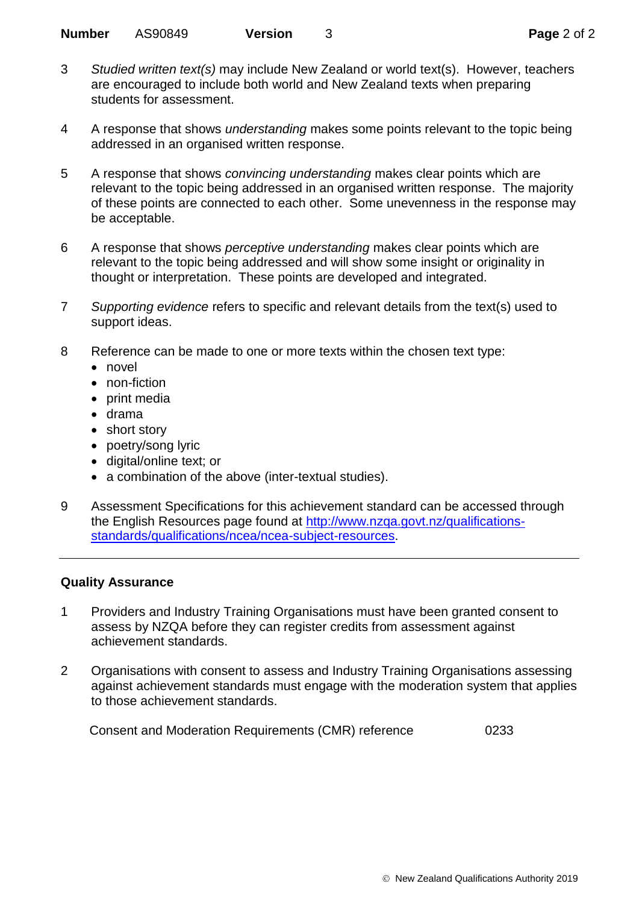3 *Studied written text(s)* may include New Zealand or world text(s). However, teachers are encouraged to include both world and New Zealand texts when preparing students for assessment.

4 A response that shows *understanding* makes some points relevant to the topic being addressed in an organised written response.

5 A response that shows *convincing understanding* makes clear points which are relevant to the topic being addressed in an organised written response. The majority of these points are connected to each other. Some unevenness in the response may be acceptable.

6 A response that shows *perceptive understanding* makes clear points which are relevant to the topic being addressed and will show some insight or originality in thought or interpretation. These points are developed and integrated.

7 *Supporting evidence* refers to specific and relevant details from the text(s) used to support ideas.

8 Reference can be made to one or more texts within the chosen text type:
   - novel
   - non-fiction
   - print media
   - drama
   - short story
   - poetry/song lyric
   - digital/online text; or
   - a combination of the above (inter-textual studies).

9 Assessment Specifications for this achievement standard can be accessed through the English Resources page found at http://www.nzqa.govt.nz/qualifications-standards/qualifications/ncea/ncea-subject-resources.

---

**Quality Assurance**

1 Providers and Industry Training Organisations must have been granted consent to assess by NZQA before they can register credits from assessment against achievement standards.

2 Organisations with consent to assess and Industry Training Organisations assessing against achievement standards must engage with the moderation system that applies to those achievement standards.

Consent and Moderation Requirements (CMR) reference 0233

© New Zealand Qualifications Authority 2019